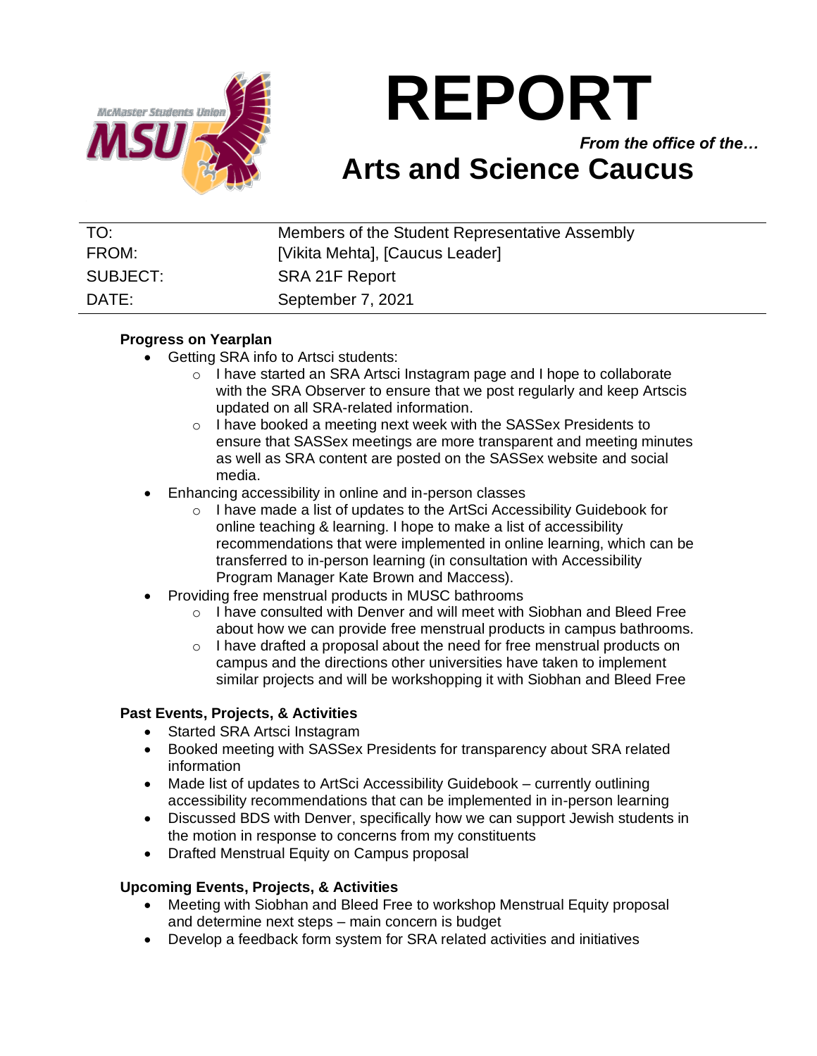# REPORT

*From the office of the…*

## Arts and Science Caucus

| | |
|---|---|
| TO: | Members of the Student Representative Assembly |
| FROM: | [Vikita Mehta], [Caucus Leader] |
| SUBJECT: | SRA 21F Report |
| DATE: | September 7, 2021 |

**Progress on Yearplan**

- Getting SRA info to Artsci students:
  - I have started an SRA Artsci Instagram page and I hope to collaborate with the SRA Observer to ensure that we post regularly and keep Artscis updated on all SRA-related information.
  - I have booked a meeting next week with the SASSex Presidents to ensure that SASSex meetings are more transparent and meeting minutes as well as SRA content are posted on the SASSex website and social media.
- Enhancing accessibility in online and in-person classes
  - I have made a list of updates to the ArtSci Accessibility Guidebook for online teaching & learning. I hope to make a list of accessibility recommendations that were implemented in online learning, which can be transferred to in-person learning (in consultation with Accessibility Program Manager Kate Brown and Maccess).
- Providing free menstrual products in MUSC bathrooms
  - I have consulted with Denver and will meet with Siobhan and Bleed Free about how we can provide free menstrual products in campus bathrooms.
  - I have drafted a proposal about the need for free menstrual products on campus and the directions other universities have taken to implement similar projects and will be workshopping it with Siobhan and Bleed Free

**Past Events, Projects, & Activities**

- Started SRA Artsci Instagram
- Booked meeting with SASSex Presidents for transparency about SRA related information
- Made list of updates to ArtSci Accessibility Guidebook – currently outlining accessibility recommendations that can be implemented in in-person learning
- Discussed BDS with Denver, specifically how we can support Jewish students in the motion in response to concerns from my constituents
- Drafted Menstrual Equity on Campus proposal

**Upcoming Events, Projects, & Activities**

- Meeting with Siobhan and Bleed Free to workshop Menstrual Equity proposal and determine next steps – main concern is budget
- Develop a feedback form system for SRA related activities and initiatives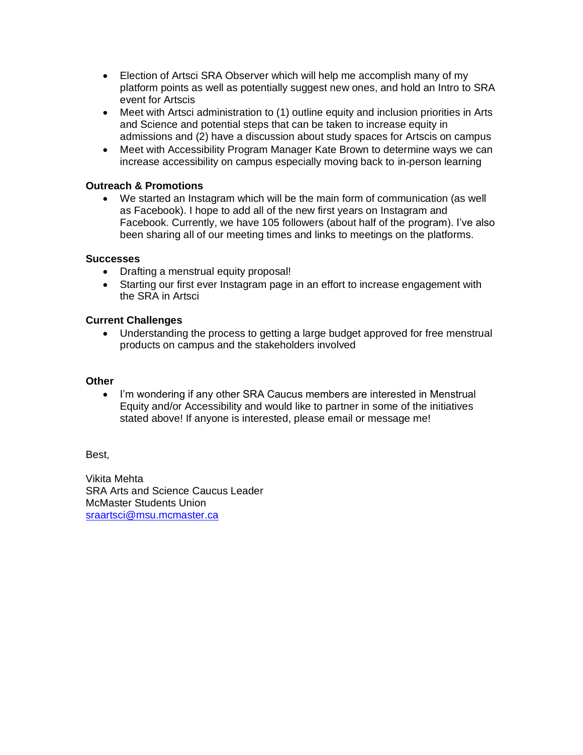- Election of Artsci SRA Observer which will help me accomplish many of my platform points as well as potentially suggest new ones, and hold an Intro to SRA event for Artscis
- Meet with Artsci administration to (1) outline equity and inclusion priorities in Arts and Science and potential steps that can be taken to increase equity in admissions and (2) have a discussion about study spaces for Artscis on campus
- Meet with Accessibility Program Manager Kate Brown to determine ways we can increase accessibility on campus especially moving back to in-person learning

**Outreach & Promotions**

- We started an Instagram which will be the main form of communication (as well as Facebook). I hope to add all of the new first years on Instagram and Facebook. Currently, we have 105 followers (about half of the program). I've also been sharing all of our meeting times and links to meetings on the platforms.

**Successes**

- Drafting a menstrual equity proposal!
- Starting our first ever Instagram page in an effort to increase engagement with the SRA in Artsci

**Current Challenges**

- Understanding the process to getting a large budget approved for free menstrual products on campus and the stakeholders involved

**Other**

- I'm wondering if any other SRA Caucus members are interested in Menstrual Equity and/or Accessibility and would like to partner in some of the initiatives stated above! If anyone is interested, please email or message me!

Best,

Vikita Mehta
SRA Arts and Science Caucus Leader
McMaster Students Union
sraartsci@msu.mcmaster.ca